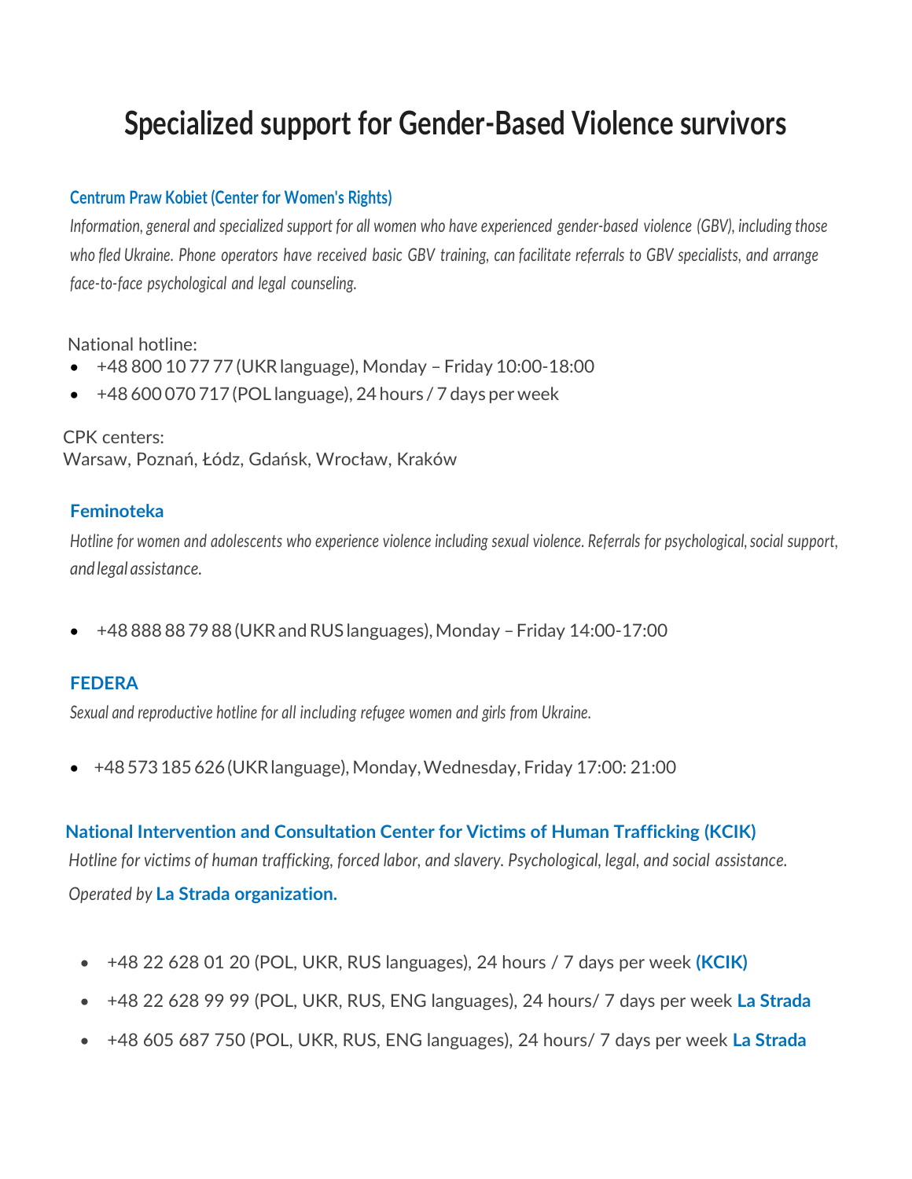# Specialized support for Gender-Based Violence survivors

### Centrum Praw Kobiet (Center for Women's Rights)

*Information, general and specialized support for all women who have experienced gender-based violence (GBV), including those who fled Ukraine. Phone operators have received basic GBV training, can facilitate referrals to GBV specialists, and arrange face-to-face psychological and legal counseling.*

National hotline:

- +48 800 10 77 77 (UKR language), Monday – Friday 10:00-18:00
- +48 600 070 717 (POL language), 24 hours / 7 days per week

CPK centers:
Warsaw, Poznań, Łódz, Gdańsk, Wrocław, Kraków

### Feminoteka

*Hotline for women and adolescents who experience violence including sexual violence. Referrals for psychological, social support, and legal assistance.*

- +48 888 88 79 88 (UKR and RUS languages), Monday – Friday 14:00-17:00

### FEDERA

*Sexual and reproductive hotline for all including refugee women and girls from Ukraine.*

- +48 573 185 626 (UKR language), Monday, Wednesday, Friday 17:00: 21:00

### National Intervention and Consultation Center for Victims of Human Trafficking (KCIK)

*Hotline for victims of human trafficking, forced labor, and slavery. Psychological, legal, and social assistance. Operated by* **La Strada organization.**

- +48 22 628 01 20 (POL, UKR, RUS languages), 24 hours / 7 days per week **(KCIK)**
- +48 22 628 99 99 (POL, UKR, RUS, ENG languages), 24 hours/ 7 days per week **La Strada**
- +48 605 687 750 (POL, UKR, RUS, ENG languages), 24 hours/ 7 days per week **La Strada**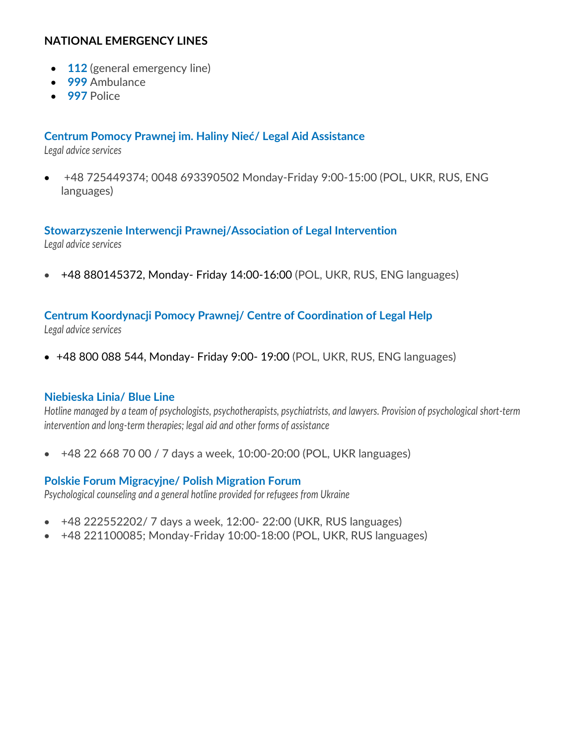**NATIONAL EMERGENCY LINES**

- **112** (general emergency line)
- **999** Ambulance
- **997** Police

### Centrum Pomocy Prawnej im. Haliny Nieć/ Legal Aid Assistance

*Legal advice services*

- +48 725449374; 0048 693390502 Monday-Friday 9:00-15:00 (POL, UKR, RUS, ENG languages)

### Stowarzyszenie Interwencji Prawnej/Association of Legal Intervention

*Legal advice services*

- +48 880145372, Monday- Friday 14:00-16:00 (POL, UKR, RUS, ENG languages)

### Centrum Koordynacji Pomocy Prawnej/ Centre of Coordination of Legal Help

*Legal advice services*

- +48 800 088 544, Monday- Friday 9:00- 19:00 (POL, UKR, RUS, ENG languages)

### Niebieska Linia/ Blue Line

*Hotline managed by a team of psychologists, psychotherapists, psychiatrists, and lawyers. Provision of psychological short-term intervention and long-term therapies; legal aid and other forms of assistance*

- +48 22 668 70 00 / 7 days a week, 10:00-20:00 (POL, UKR languages)

### Polskie Forum Migracyjne/ Polish Migration Forum

*Psychological counseling and a general hotline provided for refugees from Ukraine*

- +48 222552202/ 7 days a week, 12:00- 22:00 (UKR, RUS languages)
- +48 221100085; Monday-Friday 10:00-18:00 (POL, UKR, RUS languages)